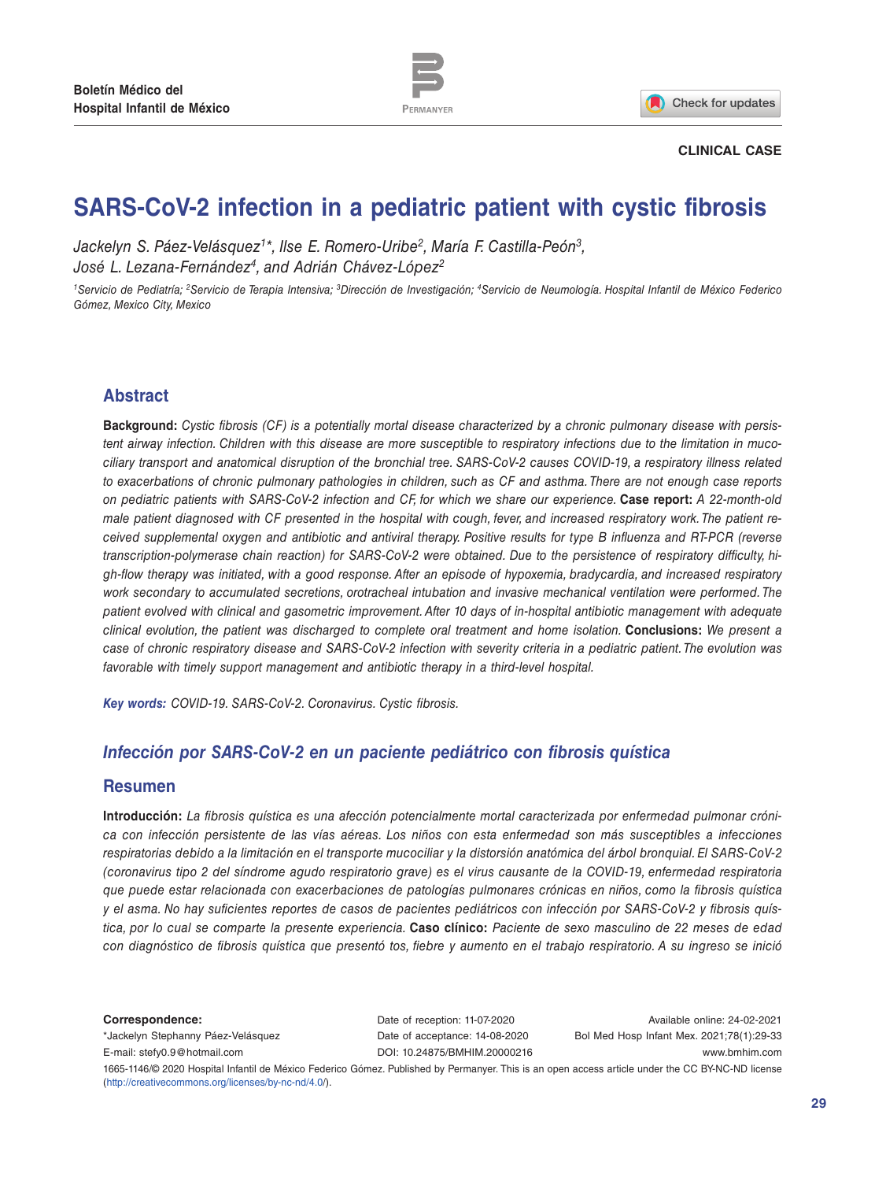Boletín Médico del Hospital Infantil de México

**CLINICAL CASE**

# SARS-CoV-2 infection in a pediatric patient with cystic fibrosis

*Jackelyn S. Páez-Velásquez[1]\*, Ilse E. Romero-Uribe[2], María F. Castilla-Peón[3], José L. Lezana-Fernández[4], and Adrián Chávez-López[2]*

*[1]Servicio de Pediatría; [2]Servicio de Terapia Intensiva; [3]Dirección de Investigación; [4]Servicio de Neumología. Hospital Infantil de México Federico Gómez, Mexico City, Mexico*

## Abstract

**Background:** *Cystic fibrosis (CF) is a potentially mortal disease characterized by a chronic pulmonary disease with persistent airway infection. Children with this disease are more susceptible to respiratory infections due to the limitation in mucociliary transport and anatomical disruption of the bronchial tree. SARS-CoV-2 causes COVID-19, a respiratory illness related to exacerbations of chronic pulmonary pathologies in children, such as CF and asthma. There are not enough case reports on pediatric patients with SARS-CoV-2 infection and CF, for which we share our experience.* **Case report:** *A 22-month-old male patient diagnosed with CF presented in the hospital with cough, fever, and increased respiratory work. The patient received supplemental oxygen and antibiotic and antiviral therapy. Positive results for type B influenza and RT-PCR (reverse transcription-polymerase chain reaction) for SARS-CoV-2 were obtained. Due to the persistence of respiratory difficulty, high-flow therapy was initiated, with a good response. After an episode of hypoxemia, bradycardia, and increased respiratory work secondary to accumulated secretions, orotracheal intubation and invasive mechanical ventilation were performed. The patient evolved with clinical and gasometric improvement. After 10 days of in-hospital antibiotic management with adequate clinical evolution, the patient was discharged to complete oral treatment and home isolation.* **Conclusions:** *We present a case of chronic respiratory disease and SARS-CoV-2 infection with severity criteria in a pediatric patient. The evolution was favorable with timely support management and antibiotic therapy in a third-level hospital.*

***Key words:*** *COVID-19. SARS-CoV-2. Coronavirus. Cystic fibrosis.*

## *Infección por SARS-CoV-2 en un paciente pediátrico con fibrosis quística*

## Resumen

**Introducción:** *La fibrosis quística es una afección potencialmente mortal caracterizada por enfermedad pulmonar crónica con infección persistente de las vías aéreas. Los niños con esta enfermedad son más susceptibles a infecciones respiratorias debido a la limitación en el transporte mucociliar y la distorsión anatómica del árbol bronquial. El SARS-CoV-2 (coronavirus tipo 2 del síndrome agudo respiratorio grave) es el virus causante de la COVID-19, enfermedad respiratoria que puede estar relacionada con exacerbaciones de patologías pulmonares crónicas en niños, como la fibrosis quística y el asma. No hay suficientes reportes de casos de pacientes pediátricos con infección por SARS-CoV-2 y fibrosis quística, por lo cual se comparte la presente experiencia.* **Caso clínico:** *Paciente de sexo masculino de 22 meses de edad con diagnóstico de fibrosis quística que presentó tos, fiebre y aumento en el trabajo respiratorio. A su ingreso se inició*

**Correspondence:**
\*Jackelyn Stephanny Páez-Velásquez
E-mail: stefy0.9@hotmail.com

Date of reception: 11-07-2020
Date of acceptance: 14-08-2020
DOI: 10.24875/BMHIM.20000216

Available online: 24-02-2021
Bol Med Hosp Infant Mex. 2021;78(1):29-33
www.bmhim.com

1665-1146/© 2020 Hospital Infantil de México Federico Gómez. Published by Permanyer. This is an open access article under the CC BY-NC-ND license (http://creativecommons.org/licenses/by-nc-nd/4.0/).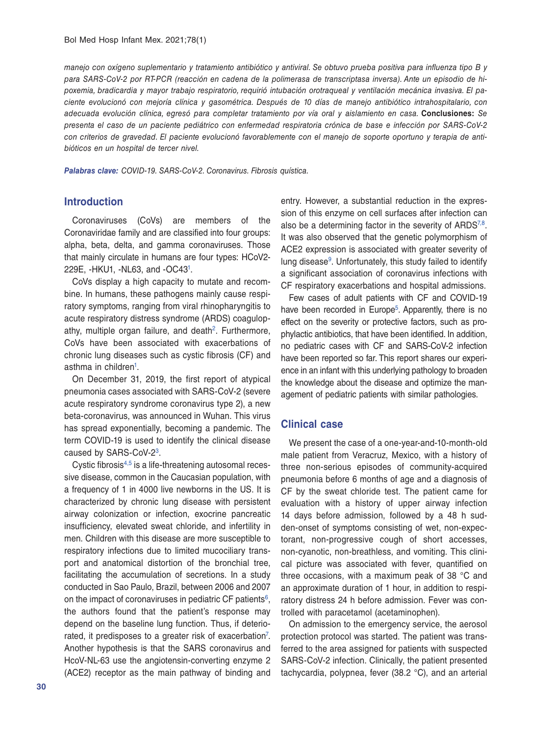*manejo con oxígeno suplementario y tratamiento antibiótico y antiviral. Se obtuvo prueba positiva para influenza tipo B y para SARS-CoV-2 por RT-PCR (reacción en cadena de la polimerasa de transcriptasa inversa). Ante un episodio de hipoxemia, bradicardia y mayor trabajo respiratorio, requirió intubación orotraqueal y ventilación mecánica invasiva. El paciente evolucionó con mejoría clínica y gasométrica. Después de 10 días de manejo antibiótico intrahospitalario, con adecuada evolución clínica, egresó para completar tratamiento por vía oral y aislamiento en casa.* **Conclusiones:** *Se presenta el caso de un paciente pediátrico con enfermedad respiratoria crónica de base e infección por SARS-CoV-2 con criterios de gravedad. El paciente evolucionó favorablemente con el manejo de soporte oportuno y terapia de antibióticos en un hospital de tercer nivel.*

***Palabras clave:*** *COVID-19. SARS-CoV-2. Coronavirus. Fibrosis quística.*

## Introduction

Coronaviruses (CoVs) are members of the Coronaviridae family and are classified into four groups: alpha, beta, delta, and gamma coronaviruses. Those that mainly circulate in humans are four types: HCoV2-229E, -HKU1, -NL63, and -OC43[1].

CoVs display a high capacity to mutate and recombine. In humans, these pathogens mainly cause respiratory symptoms, ranging from viral rhinopharyngitis to acute respiratory distress syndrome (ARDS) coagulopathy, multiple organ failure, and death[2]. Furthermore, CoVs have been associated with exacerbations of chronic lung diseases such as cystic fibrosis (CF) and asthma in children[1].

On December 31, 2019, the first report of atypical pneumonia cases associated with SARS-CoV-2 (severe acute respiratory syndrome coronavirus type 2), a new beta-coronavirus, was announced in Wuhan. This virus has spread exponentially, becoming a pandemic. The term COVID-19 is used to identify the clinical disease caused by SARS-CoV-2[3].

Cystic fibrosis[4,5] is a life-threatening autosomal recessive disease, common in the Caucasian population, with a frequency of 1 in 4000 live newborns in the US. It is characterized by chronic lung disease with persistent airway colonization or infection, exocrine pancreatic insufficiency, elevated sweat chloride, and infertility in men. Children with this disease are more susceptible to respiratory infections due to limited mucociliary transport and anatomical distortion of the bronchial tree, facilitating the accumulation of secretions. In a study conducted in Sao Paulo, Brazil, between 2006 and 2007 on the impact of coronaviruses in pediatric CF patients[6], the authors found that the patient's response may depend on the baseline lung function. Thus, if deteriorated, it predisposes to a greater risk of exacerbation[7]. Another hypothesis is that the SARS coronavirus and HcoV-NL-63 use the angiotensin-converting enzyme 2 (ACE2) receptor as the main pathway of binding and entry. However, a substantial reduction in the expression of this enzyme on cell surfaces after infection can also be a determining factor in the severity of ARDS[7,8]. It was also observed that the genetic polymorphism of ACE2 expression is associated with greater severity of lung disease[9]. Unfortunately, this study failed to identify a significant association of coronavirus infections with CF respiratory exacerbations and hospital admissions.

Few cases of adult patients with CF and COVID-19 have been recorded in Europe[5]. Apparently, there is no effect on the severity or protective factors, such as prophylactic antibiotics, that have been identified. In addition, no pediatric cases with CF and SARS-CoV-2 infection have been reported so far. This report shares our experience in an infant with this underlying pathology to broaden the knowledge about the disease and optimize the management of pediatric patients with similar pathologies.

## Clinical case

We present the case of a one-year-and-10-month-old male patient from Veracruz, Mexico, with a history of three non-serious episodes of community-acquired pneumonia before 6 months of age and a diagnosis of CF by the sweat chloride test. The patient came for evaluation with a history of upper airway infection 14 days before admission, followed by a 48 h sudden-onset of symptoms consisting of wet, non-expectorant, non-progressive cough of short accesses, non-cyanotic, non-breathless, and vomiting. This clinical picture was associated with fever, quantified on three occasions, with a maximum peak of 38 °C and an approximate duration of 1 hour, in addition to respiratory distress 24 h before admission. Fever was controlled with paracetamol (acetaminophen).

On admission to the emergency service, the aerosol protection protocol was started. The patient was transferred to the area assigned for patients with suspected SARS-CoV-2 infection. Clinically, the patient presented tachycardia, polypnea, fever (38.2 °C), and an arterial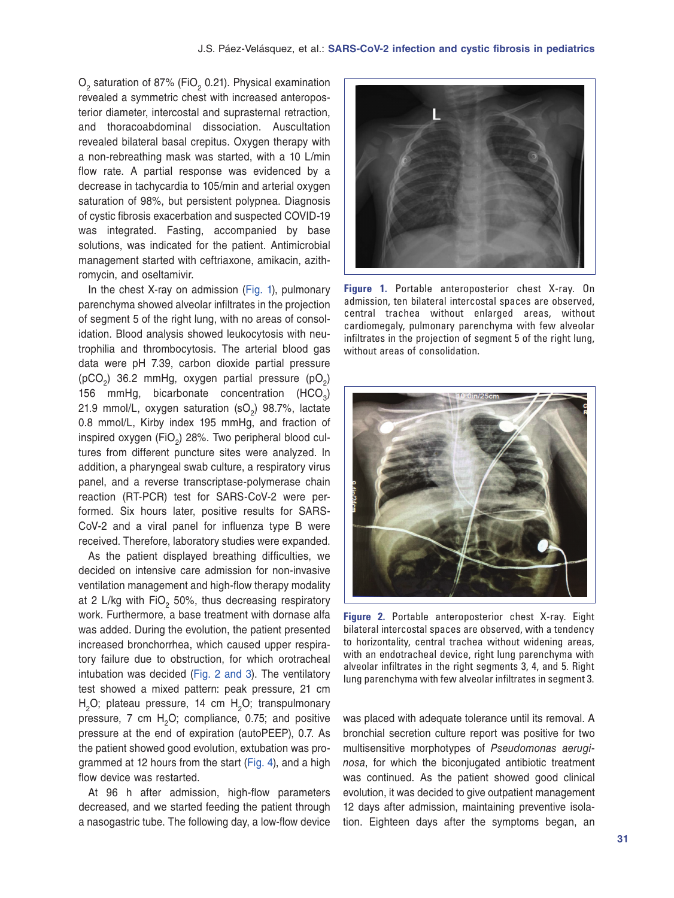$O_2$ saturation of 87% ($FiO_2$ 0.21). Physical examination revealed a symmetric chest with increased anteroposterior diameter, intercostal and suprasternal retraction, and thoracoabdominal dissociation. Auscultation revealed bilateral basal crepitus. Oxygen therapy with a non-rebreathing mask was started, with a 10 L/min flow rate. A partial response was evidenced by a decrease in tachycardia to 105/min and arterial oxygen saturation of 98%, but persistent polypnea. Diagnosis of cystic fibrosis exacerbation and suspected COVID-19 was integrated. Fasting, accompanied by base solutions, was indicated for the patient. Antimicrobial management started with ceftriaxone, amikacin, azithromycin, and oseltamivir.

In the chest X-ray on admission (Fig. 1), pulmonary parenchyma showed alveolar infiltrates in the projection of segment 5 of the right lung, with no areas of consolidation. Blood analysis showed leukocytosis with neutrophilia and thrombocytosis. The arterial blood gas data were pH 7.39, carbon dioxide partial pressure ($pCO_2$) 36.2 mmHg, oxygen partial pressure ($pO_2$) 156 mmHg, bicarbonate concentration ($HCO_3$) 21.9 mmol/L, oxygen saturation ($sO_2$) 98.7%, lactate 0.8 mmol/L, Kirby index 195 mmHg, and fraction of inspired oxygen ($FiO_2$) 28%. Two peripheral blood cultures from different puncture sites were analyzed. In addition, a pharyngeal swab culture, a respiratory virus panel, and a reverse transcriptase-polymerase chain reaction (RT-PCR) test for SARS-CoV-2 were performed. Six hours later, positive results for SARS-CoV-2 and a viral panel for influenza type B were received. Therefore, laboratory studies were expanded.

As the patient displayed breathing difficulties, we decided on intensive care admission for non-invasive ventilation management and high-flow therapy modality at 2 L/kg with $FiO_2$ 50%, thus decreasing respiratory work. Furthermore, a base treatment with dornase alfa was added. During the evolution, the patient presented increased bronchorrhea, which caused upper respiratory failure due to obstruction, for which orotracheal intubation was decided (Fig. 2 and 3). The ventilatory test showed a mixed pattern: peak pressure, 21 cm $H_2O$; plateau pressure, 14 cm $H_2O$; transpulmonary pressure, 7 cm $H_2O$; compliance, 0.75; and positive pressure at the end of expiration (autoPEEP), 0.7. As the patient showed good evolution, extubation was programmed at 12 hours from the start (Fig. 4), and a high flow device was restarted.

At 96 h after admission, high-flow parameters decreased, and we started feeding the patient through a nasogastric tube. The following day, a low-flow device was placed with adequate tolerance until its removal. A bronchial secretion culture report was positive for two multisensitive morphotypes of *Pseudomonas aeruginosa*, for which the biconjugated antibiotic treatment was continued. As the patient showed good clinical evolution, it was decided to give outpatient management 12 days after admission, maintaining preventive isolation. Eighteen days after the symptoms began, an

**Figure 1.** Portable anteroposterior chest X-ray. On admission, ten bilateral intercostal spaces are observed, central trachea without enlarged areas, without cardiomegaly, pulmonary parenchyma with few alveolar infiltrates in the projection of segment 5 of the right lung, without areas of consolidation.

**Figure 2.** Portable anteroposterior chest X-ray. Eight bilateral intercostal spaces are observed, with a tendency to horizontality, central trachea without widening areas, with an endotracheal device, right lung parenchyma with alveolar infiltrates in the right segments 3, 4, and 5. Right lung parenchyma with few alveolar infiltrates in segment 3.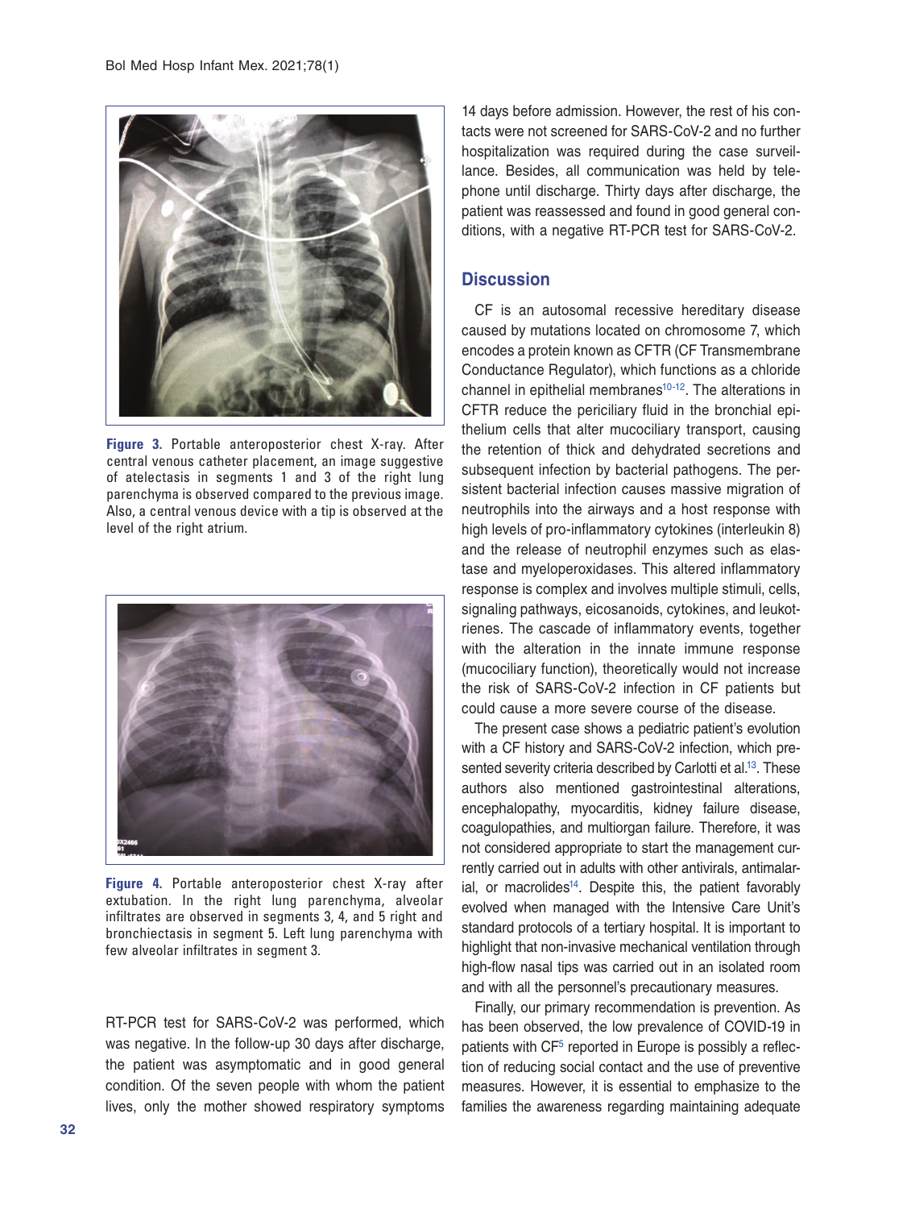Figure 3. Portable anteroposterior chest X-ray. After central venous catheter placement, an image suggestive of atelectasis in segments 1 and 3 of the right lung parenchyma is observed compared to the previous image. Also, a central venous device with a tip is observed at the level of the right atrium.

Figure 4. Portable anteroposterior chest X-ray after extubation. In the right lung parenchyma, alveolar infiltrates are observed in segments 3, 4, and 5 right and bronchiectasis in segment 5. Left lung parenchyma with few alveolar infiltrates in segment 3.

RT-PCR test for SARS-CoV-2 was performed, which was negative. In the follow-up 30 days after discharge, the patient was asymptomatic and in good general condition. Of the seven people with whom the patient lives, only the mother showed respiratory symptoms 14 days before admission. However, the rest of his contacts were not screened for SARS-CoV-2 and no further hospitalization was required during the case surveillance. Besides, all communication was held by telephone until discharge. Thirty days after discharge, the patient was reassessed and found in good general conditions, with a negative RT-PCR test for SARS-CoV-2.

## Discussion

CF is an autosomal recessive hereditary disease caused by mutations located on chromosome 7, which encodes a protein known as CFTR (CF Transmembrane Conductance Regulator), which functions as a chloride channel in epithelial membranes[10-12]. The alterations in CFTR reduce the periciliary fluid in the bronchial epithelium cells that alter mucociliary transport, causing the retention of thick and dehydrated secretions and subsequent infection by bacterial pathogens. The persistent bacterial infection causes massive migration of neutrophils into the airways and a host response with high levels of pro-inflammatory cytokines (interleukin 8) and the release of neutrophil enzymes such as elastase and myeloperoxidases. This altered inflammatory response is complex and involves multiple stimuli, cells, signaling pathways, eicosanoids, cytokines, and leukotrienes. The cascade of inflammatory events, together with the alteration in the innate immune response (mucociliary function), theoretically would not increase the risk of SARS-CoV-2 infection in CF patients but could cause a more severe course of the disease.

The present case shows a pediatric patient's evolution with a CF history and SARS-CoV-2 infection, which presented severity criteria described by Carlotti et al.[13]. These authors also mentioned gastrointestinal alterations, encephalopathy, myocarditis, kidney failure disease, coagulopathies, and multiorgan failure. Therefore, it was not considered appropriate to start the management currently carried out in adults with other antivirals, antimalarial, or macrolides[14]. Despite this, the patient favorably evolved when managed with the Intensive Care Unit's standard protocols of a tertiary hospital. It is important to highlight that non-invasive mechanical ventilation through high-flow nasal tips was carried out in an isolated room and with all the personnel's precautionary measures.

Finally, our primary recommendation is prevention. As has been observed, the low prevalence of COVID-19 in patients with CF[5] reported in Europe is possibly a reflection of reducing social contact and the use of preventive measures. However, it is essential to emphasize to the families the awareness regarding maintaining adequate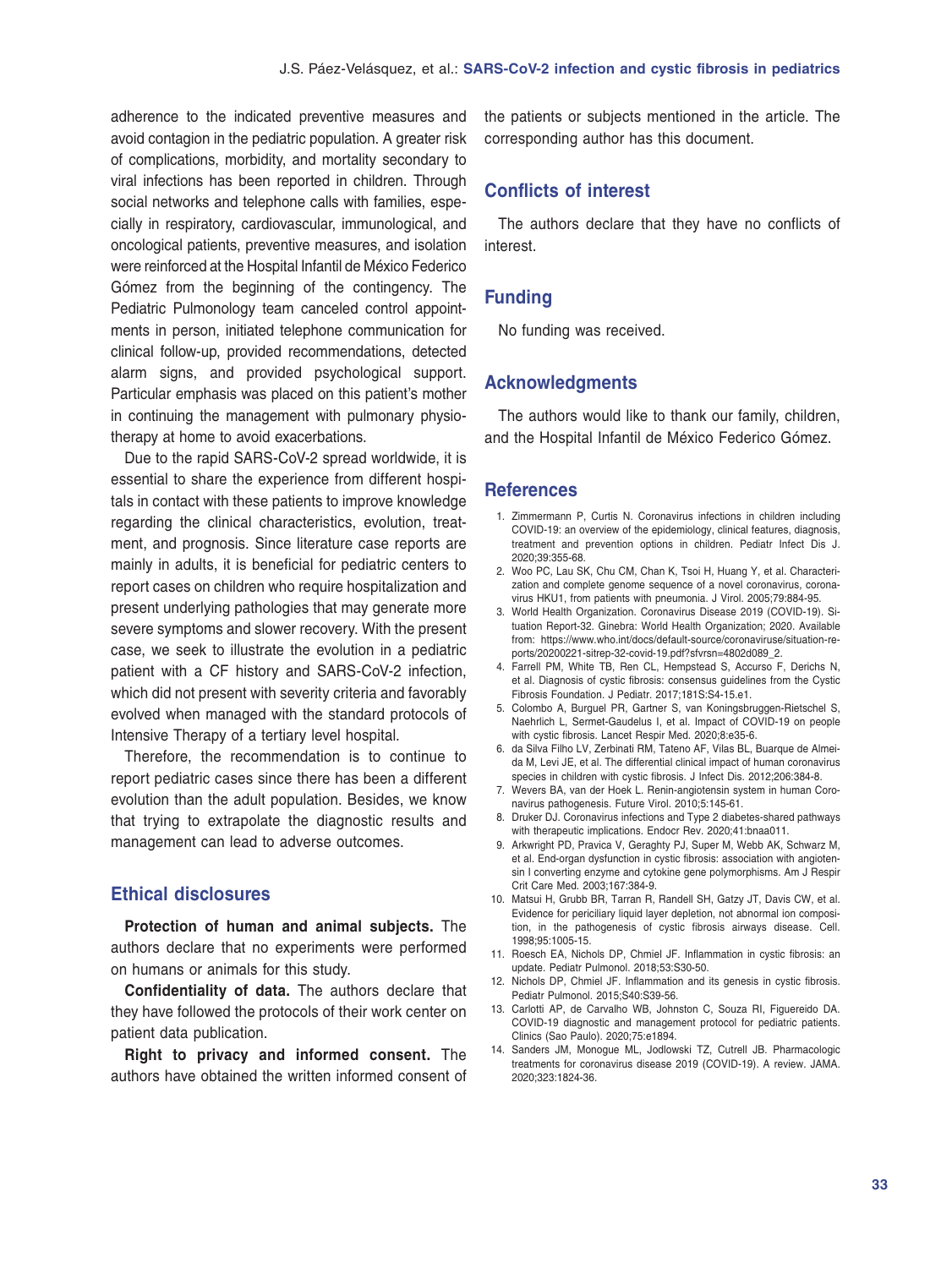adherence to the indicated preventive measures and avoid contagion in the pediatric population. A greater risk of complications, morbidity, and mortality secondary to viral infections has been reported in children. Through social networks and telephone calls with families, especially in respiratory, cardiovascular, immunological, and oncological patients, preventive measures, and isolation were reinforced at the Hospital Infantil de México Federico Gómez from the beginning of the contingency. The Pediatric Pulmonology team canceled control appointments in person, initiated telephone communication for clinical follow-up, provided recommendations, detected alarm signs, and provided psychological support. Particular emphasis was placed on this patient's mother in continuing the management with pulmonary physiotherapy at home to avoid exacerbations.

Due to the rapid SARS-CoV-2 spread worldwide, it is essential to share the experience from different hospitals in contact with these patients to improve knowledge regarding the clinical characteristics, evolution, treatment, and prognosis. Since literature case reports are mainly in adults, it is beneficial for pediatric centers to report cases on children who require hospitalization and present underlying pathologies that may generate more severe symptoms and slower recovery. With the present case, we seek to illustrate the evolution in a pediatric patient with a CF history and SARS-CoV-2 infection, which did not present with severity criteria and favorably evolved when managed with the standard protocols of Intensive Therapy of a tertiary level hospital.

Therefore, the recommendation is to continue to report pediatric cases since there has been a different evolution than the adult population. Besides, we know that trying to extrapolate the diagnostic results and management can lead to adverse outcomes.

## Ethical disclosures

**Protection of human and animal subjects.** The authors declare that no experiments were performed on humans or animals for this study.

**Confidentiality of data.** The authors declare that they have followed the protocols of their work center on patient data publication.

**Right to privacy and informed consent.** The authors have obtained the written informed consent of the patients or subjects mentioned in the article. The corresponding author has this document.

## Conflicts of interest

The authors declare that they have no conflicts of interest.

## Funding

No funding was received.

## Acknowledgments

The authors would like to thank our family, children, and the Hospital Infantil de México Federico Gómez.

## References

1. Zimmermann P, Curtis N. Coronavirus infections in children including COVID-19: an overview of the epidemiology, clinical features, diagnosis, treatment and prevention options in children. Pediatr Infect Dis J. 2020;39:355-68.
2. Woo PC, Lau SK, Chu CM, Chan K, Tsoi H, Huang Y, et al. Characterization and complete genome sequence of a novel coronavirus, coronavirus HKU1, from patients with pneumonia. J Virol. 2005;79:884-95.
3. World Health Organization. Coronavirus Disease 2019 (COVID-19). Situation Report-32. Ginebra: World Health Organization; 2020. Available from: https://www.who.int/docs/default-source/coronaviruse/situation-reports/20200221-sitrep-32-covid-19.pdf?sfvrsn=4802d089_2.
4. Farrell PM, White TB, Ren CL, Hempstead S, Accurso F, Derichs N, et al. Diagnosis of cystic fibrosis: consensus guidelines from the Cystic Fibrosis Foundation. J Pediatr. 2017;181S:S4-15.e1.
5. Colombo A, Burguel PR, Gartner S, van Koningsbruggen-Rietschel S, Naehrlich L, Sermet-Gaudelus I, et al. Impact of COVID-19 on people with cystic fibrosis. Lancet Respir Med. 2020;8:e35-6.
6. da Silva Filho LV, Zerbinati RM, Tateno AF, Vilas BL, Buarque de Almeida M, Levi JE, et al. The differential clinical impact of human coronavirus species in children with cystic fibrosis. J Infect Dis. 2012;206:384-8.
7. Wevers BA, van der Hoek L. Renin-angiotensin system in human Coronavirus pathogenesis. Future Virol. 2010;5:145-61.
8. Druker DJ. Coronavirus infections and Type 2 diabetes-shared pathways with therapeutic implications. Endocr Rev. 2020;41:bnaa011.
9. Arkwright PD, Pravica V, Geraghty PJ, Super M, Webb AK, Schwarz M, et al. End-organ dysfunction in cystic fibrosis: association with angiotensin I converting enzyme and cytokine gene polymorphisms. Am J Respir Crit Care Med. 2003;167:384-9.
10. Matsui H, Grubb BR, Tarran R, Randell SH, Gatzy JT, Davis CW, et al. Evidence for periciliary liquid layer depletion, not abnormal ion composition, in the pathogenesis of cystic fibrosis airways disease. Cell. 1998;95:1005-15.
11. Roesch EA, Nichols DP, Chmiel JF. Inflammation in cystic fibrosis: an update. Pediatr Pulmonol. 2018;53:S30-50.
12. Nichols DP, Chmiel JF. Inflammation and its genesis in cystic fibrosis. Pediatr Pulmonol. 2015;S40:S39-56.
13. Carlotti AP, de Carvalho WB, Johnston C, Souza RI, Figuereido DA. COVID-19 diagnostic and management protocol for pediatric patients. Clinics (Sao Paulo). 2020;75:e1894.
14. Sanders JM, Monogue ML, Jodlowski TZ, Cutrell JB. Pharmacologic treatments for coronavirus disease 2019 (COVID-19). A review. JAMA. 2020;323:1824-36.